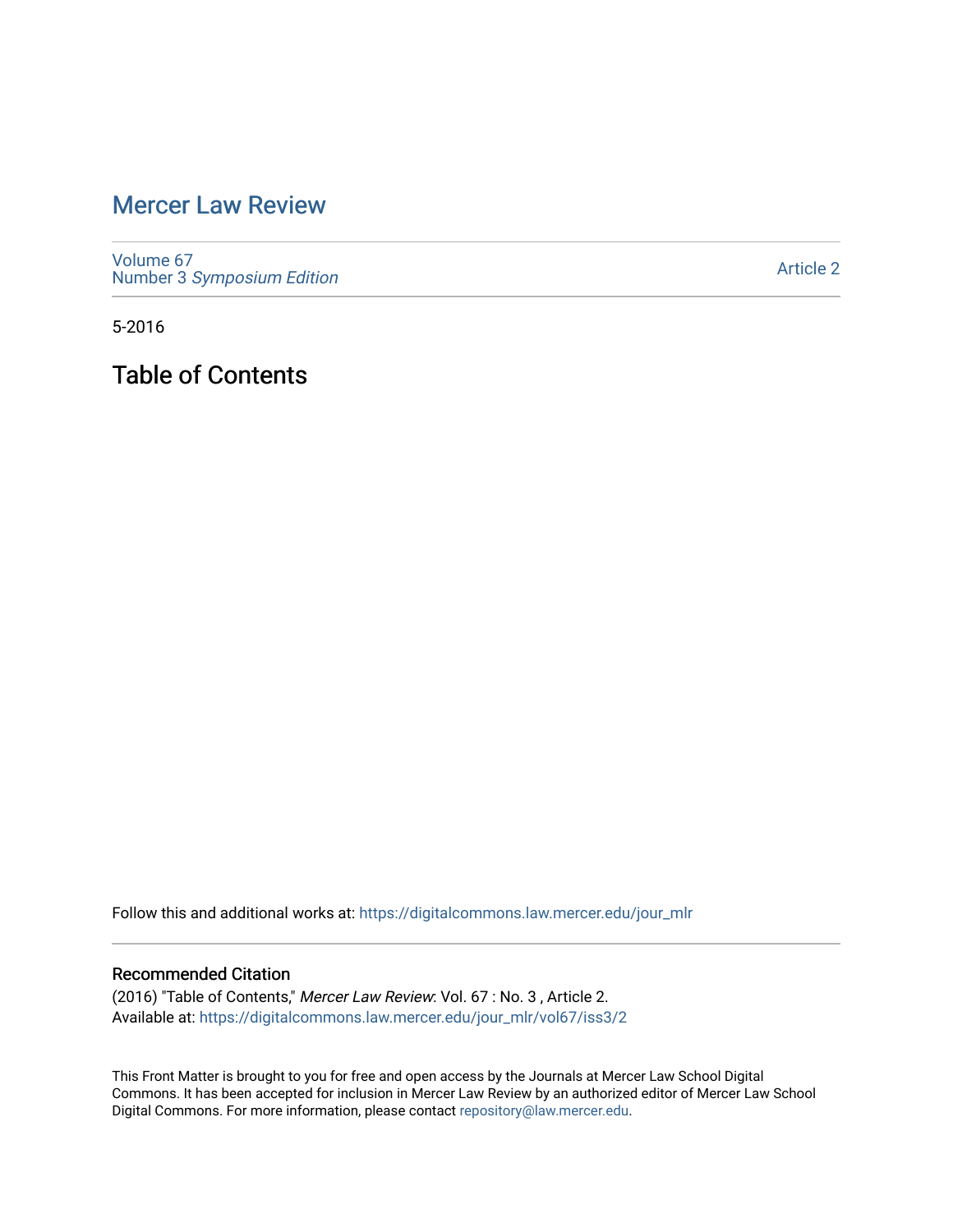# Mercer Law Review

Volume 67
Number 3 *Symposium Edition*

Article 2

5-2016

## Table of Contents

Follow this and additional works at: https://digitalcommons.law.mercer.edu/jour_mlr

### Recommended Citation

(2016) "Table of Contents," *Mercer Law Review*: Vol. 67 : No. 3 , Article 2.
Available at: https://digitalcommons.law.mercer.edu/jour_mlr/vol67/iss3/2

This Front Matter is brought to you for free and open access by the Journals at Mercer Law School Digital Commons. It has been accepted for inclusion in Mercer Law Review by an authorized editor of Mercer Law School Digital Commons. For more information, please contact repository@law.mercer.edu.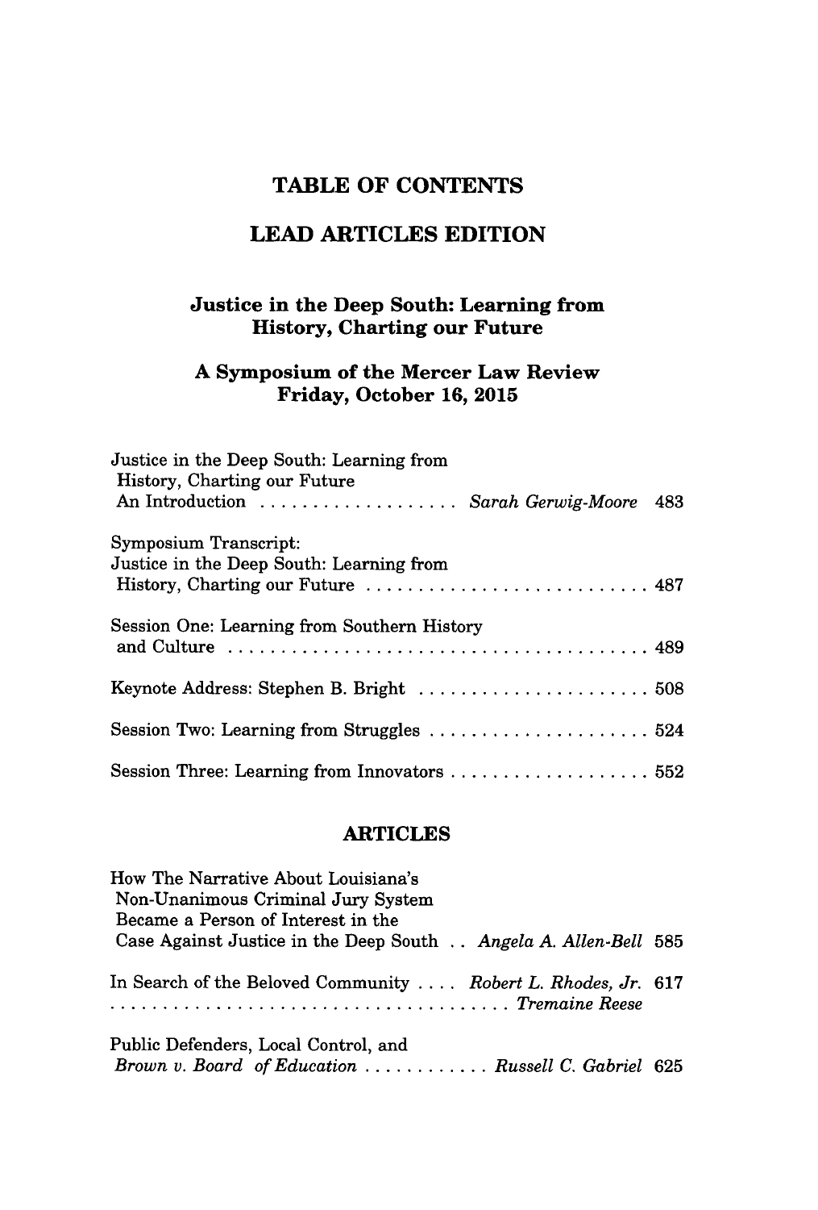# TABLE OF CONTENTS

## LEAD ARTICLES EDITION

### Justice in the Deep South: Learning from History, Charting our Future

### A Symposium of the Mercer Law Review Friday, October 16, 2015

Justice in the Deep South: Learning from History, Charting our Future An Introduction .................. *Sarah Gerwig-Moore* 483

Symposium Transcript: Justice in the Deep South: Learning from History, Charting our Future .......................... 487

Session One: Learning from Southern History and Culture ........................................ 489

Keynote Address: Stephen B. Bright ...................... 508

Session Two: Learning from Struggles ..................... 524

Session Three: Learning from Innovators ................... 552

## ARTICLES

How The Narrative About Louisiana's Non-Unanimous Criminal Jury System Became a Person of Interest in the Case Against Justice in the Deep South .. *Angela A. Allen-Bell* 585

In Search of the Beloved Community .... *Robert L. Rhodes, Jr.* 617
.................................... *Tremaine Reese*

Public Defenders, Local Control, and *Brown v. Board of Education* ............ *Russell C. Gabriel* 625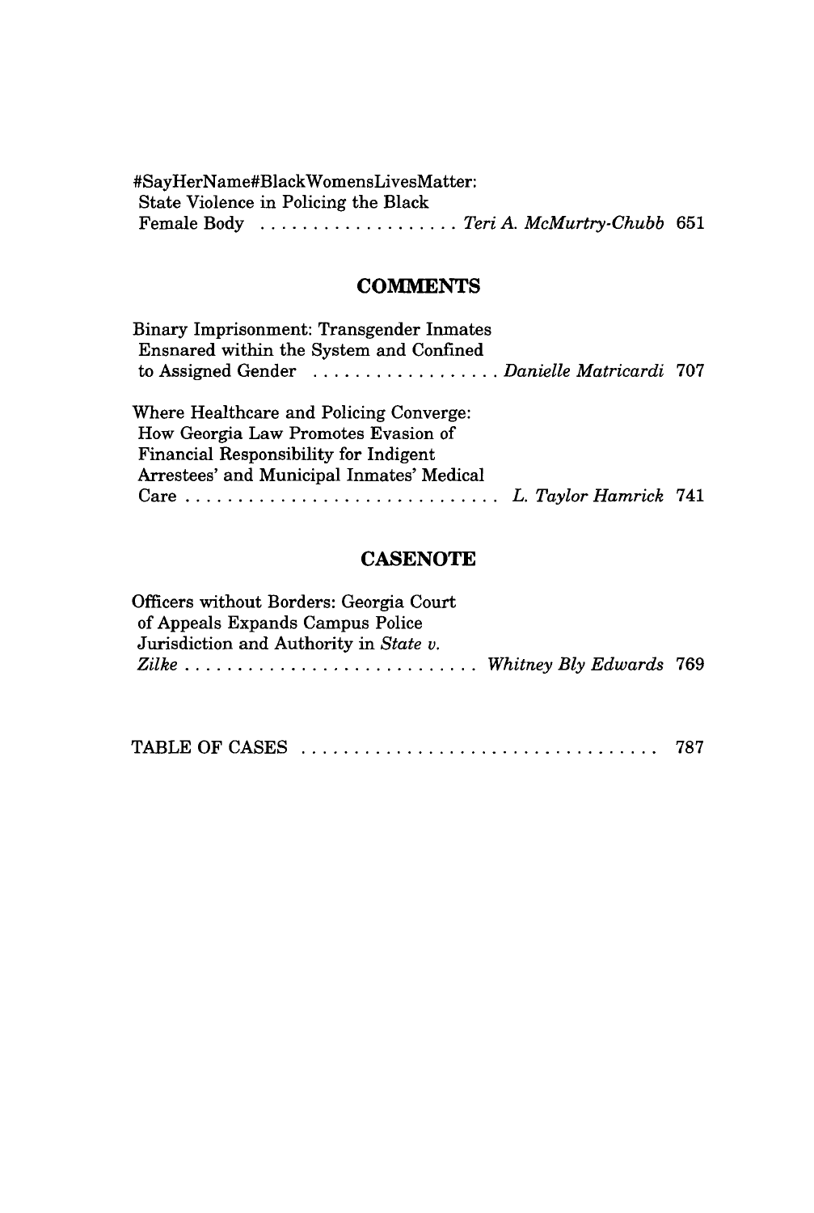#SayHerName#BlackWomensLivesMatter: State Violence in Policing the Black Female Body . . . . . . . . . . . . . . . . . . *Teri A. McMurtry-Chubb* 651

## COMMENTS

Binary Imprisonment: Transgender Inmates Ensnared within the System and Confined to Assigned Gender . . . . . . . . . . . . . . . . . *Danielle Matricardi* 707

Where Healthcare and Policing Converge: How Georgia Law Promotes Evasion of Financial Responsibility for Indigent Arrestees' and Municipal Inmates' Medical Care . . . . . . . . . . . . . . . . . . . . . . . . . . . . . *L. Taylor Hamrick* 741

## CASENOTE

Officers without Borders: Georgia Court of Appeals Expands Campus Police Jurisdiction and Authority in *State v. Zilke* . . . . . . . . . . . . . . . . . . . . . . . . . . . *Whitney Bly Edwards* 769

TABLE OF CASES . . . . . . . . . . . . . . . . . . . . . . . . . . . . . . . . . 787